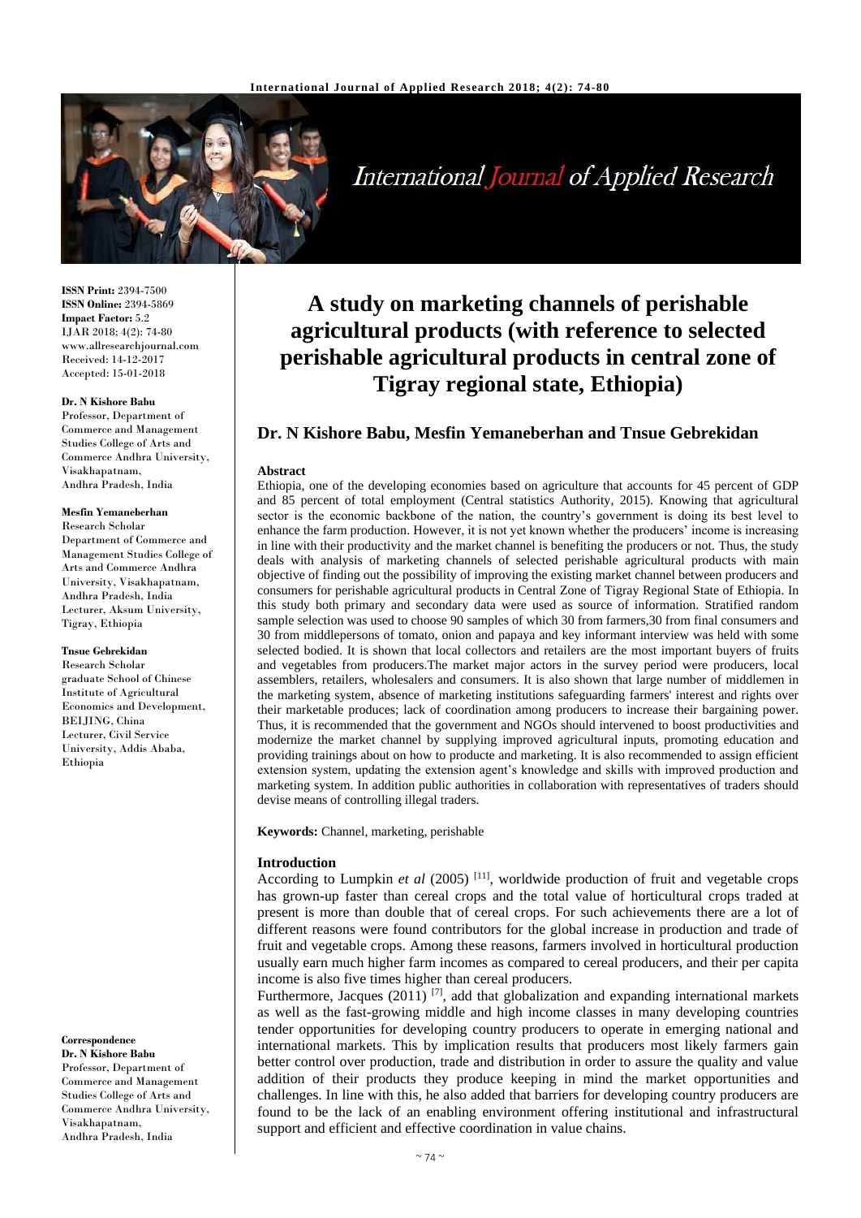# A study on marketing channels of perishable agricultural products (with reference to selected perishable agricultural products in central zone of Tigray regional state, Ethiopia)

**Dr. N Kishore Babu, Mesfin Yemaneberhan and Tnsue Gebrekidan**

**ISSN Print:** 2394-7500
**ISSN Online:** 2394-5869
**Impact Factor:** 5.2
IJAR 2018; 4(2): 74-80
www.allresearchjournal.com
Received: 14-12-2017
Accepted: 15-01-2018

**Dr. N Kishore Babu**
Professor, Department of Commerce and Management Studies College of Arts and Commerce Andhra University, Visakhapatnam, Andhra Pradesh, India

**Mesfin Yemaneberhan**
Research Scholar Department of Commerce and Management Studies College of Arts and Commerce Andhra University, Visakhapatnam, Andhra Pradesh, India
Lecturer, Aksum University, Tigray, Ethiopia

**Tnsue Gebrekidan**
Research Scholar graduate School of Chinese Institute of Agricultural Economics and Development, BEIJING, China
Lecturer, Civil Service University, Addis Ababa, Ethiopia

**Correspondence**
**Dr. N Kishore Babu**
Professor, Department of Commerce and Management Studies College of Arts and Commerce Andhra University, Visakhapatnam, Andhra Pradesh, India

### Abstract

Ethiopia, one of the developing economies based on agriculture that accounts for 45 percent of GDP and 85 percent of total employment (Central statistics Authority, 2015). Knowing that agricultural sector is the economic backbone of the nation, the country's government is doing its best level to enhance the farm production. However, it is not yet known whether the producers' income is increasing in line with their productivity and the market channel is benefiting the producers or not. Thus, the study deals with analysis of marketing channels of selected perishable agricultural products with main objective of finding out the possibility of improving the existing market channel between producers and consumers for perishable agricultural products in Central Zone of Tigray Regional State of Ethiopia. In this study both primary and secondary data were used as source of information. Stratified random sample selection was used to choose 90 samples of which 30 from farmers,30 from final consumers and 30 from middlepersons of tomato, onion and papaya and key informant interview was held with some selected bodied. It is shown that local collectors and retailers are the most important buyers of fruits and vegetables from producers.The market major actors in the survey period were producers, local assemblers, retailers, wholesalers and consumers. It is also shown that large number of middlemen in the marketing system, absence of marketing institutions safeguarding farmers' interest and rights over their marketable produces; lack of coordination among producers to increase their bargaining power. Thus, it is recommended that the government and NGOs should intervened to boost productivities and modernize the market channel by supplying improved agricultural inputs, promoting education and providing trainings about on how to producte and marketing. It is also recommended to assign efficient extension system, updating the extension agent's knowledge and skills with improved production and marketing system. In addition public authorities in collaboration with representatives of traders should devise means of controlling illegal traders.

**Keywords:** Channel, marketing, perishable

### Introduction

According to Lumpkin *et al* (2005) [11], worldwide production of fruit and vegetable crops has grown-up faster than cereal crops and the total value of horticultural crops traded at present is more than double that of cereal crops. For such achievements there are a lot of different reasons were found contributors for the global increase in production and trade of fruit and vegetable crops. Among these reasons, farmers involved in horticultural production usually earn much higher farm incomes as compared to cereal producers, and their per capita income is also five times higher than cereal producers.

Furthermore, Jacques (2011) [7], add that globalization and expanding international markets as well as the fast-growing middle and high income classes in many developing countries tender opportunities for developing country producers to operate in emerging national and international markets. This by implication results that producers most likely farmers gain better control over production, trade and distribution in order to assure the quality and value addition of their products they produce keeping in mind the market opportunities and challenges. In line with this, he also added that barriers for developing country producers are found to be the lack of an enabling environment offering institutional and infrastructural support and efficient and effective coordination in value chains.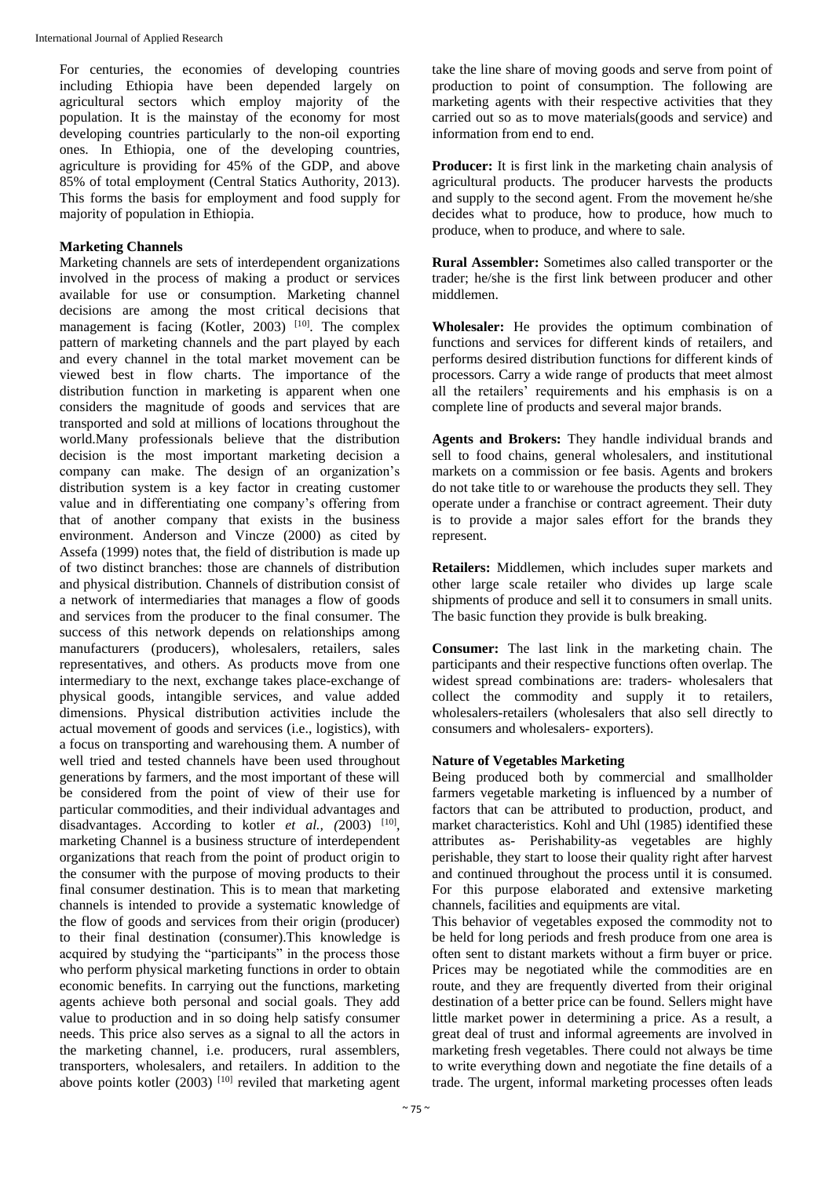For centuries, the economies of developing countries including Ethiopia have been depended largely on agricultural sectors which employ majority of the population. It is the mainstay of the economy for most developing countries particularly to the non-oil exporting ones. In Ethiopia, one of the developing countries, agriculture is providing for 45% of the GDP, and above 85% of total employment (Central Statics Authority, 2013). This forms the basis for employment and food supply for majority of population in Ethiopia.

### Marketing Channels

Marketing channels are sets of interdependent organizations involved in the process of making a product or services available for use or consumption. Marketing channel decisions are among the most critical decisions that management is facing (Kotler, 2003) [10]. The complex pattern of marketing channels and the part played by each and every channel in the total market movement can be viewed best in flow charts. The importance of the distribution function in marketing is apparent when one considers the magnitude of goods and services that are transported and sold at millions of locations throughout the world.Many professionals believe that the distribution decision is the most important marketing decision a company can make. The design of an organization's distribution system is a key factor in creating customer value and in differentiating one company's offering from that of another company that exists in the business environment. Anderson and Vincze (2000) as cited by Assefa (1999) notes that, the field of distribution is made up of two distinct branches: those are channels of distribution and physical distribution. Channels of distribution consist of a network of intermediaries that manages a flow of goods and services from the producer to the final consumer. The success of this network depends on relationships among manufacturers (producers), wholesalers, retailers, sales representatives, and others. As products move from one intermediary to the next, exchange takes place-exchange of physical goods, intangible services, and value added dimensions. Physical distribution activities include the actual movement of goods and services (i.e., logistics), with a focus on transporting and warehousing them. A number of well tried and tested channels have been used throughout generations by farmers, and the most important of these will be considered from the point of view of their use for particular commodities, and their individual advantages and disadvantages. According to kotler *et al., (*2003) [10], marketing Channel is a business structure of interdependent organizations that reach from the point of product origin to the consumer with the purpose of moving products to their final consumer destination. This is to mean that marketing channels is intended to provide a systematic knowledge of the flow of goods and services from their origin (producer) to their final destination (consumer).This knowledge is acquired by studying the "participants" in the process those who perform physical marketing functions in order to obtain economic benefits. In carrying out the functions, marketing agents achieve both personal and social goals. They add value to production and in so doing help satisfy consumer needs. This price also serves as a signal to all the actors in the marketing channel, i.e. producers, rural assemblers, transporters, wholesalers, and retailers. In addition to the above points kotler (2003) [10] reviled that marketing agent take the line share of moving goods and serve from point of production to point of consumption. The following are marketing agents with their respective activities that they carried out so as to move materials(goods and service) and information from end to end.

**Producer:** It is first link in the marketing chain analysis of agricultural products. The producer harvests the products and supply to the second agent. From the movement he/she decides what to produce, how to produce, how much to produce, when to produce, and where to sale.

**Rural Assembler:** Sometimes also called transporter or the trader; he/she is the first link between producer and other middlemen.

**Wholesaler:** He provides the optimum combination of functions and services for different kinds of retailers, and performs desired distribution functions for different kinds of processors. Carry a wide range of products that meet almost all the retailers' requirements and his emphasis is on a complete line of products and several major brands.

**Agents and Brokers:** They handle individual brands and sell to food chains, general wholesalers, and institutional markets on a commission or fee basis. Agents and brokers do not take title to or warehouse the products they sell. They operate under a franchise or contract agreement. Their duty is to provide a major sales effort for the brands they represent.

**Retailers:** Middlemen, which includes super markets and other large scale retailer who divides up large scale shipments of produce and sell it to consumers in small units. The basic function they provide is bulk breaking.

**Consumer:** The last link in the marketing chain. The participants and their respective functions often overlap. The widest spread combinations are: traders- wholesalers that collect the commodity and supply it to retailers, wholesalers-retailers (wholesalers that also sell directly to consumers and wholesalers- exporters).

### Nature of Vegetables Marketing

Being produced both by commercial and smallholder farmers vegetable marketing is influenced by a number of factors that can be attributed to production, product, and market characteristics. Kohl and Uhl (1985) identified these attributes as- Perishability-as vegetables are highly perishable, they start to loose their quality right after harvest and continued throughout the process until it is consumed. For this purpose elaborated and extensive marketing channels, facilities and equipments are vital.

This behavior of vegetables exposed the commodity not to be held for long periods and fresh produce from one area is often sent to distant markets without a firm buyer or price. Prices may be negotiated while the commodities are en route, and they are frequently diverted from their original destination of a better price can be found. Sellers might have little market power in determining a price. As a result, a great deal of trust and informal agreements are involved in marketing fresh vegetables. There could not always be time to write everything down and negotiate the fine details of a trade. The urgent, informal marketing processes often leads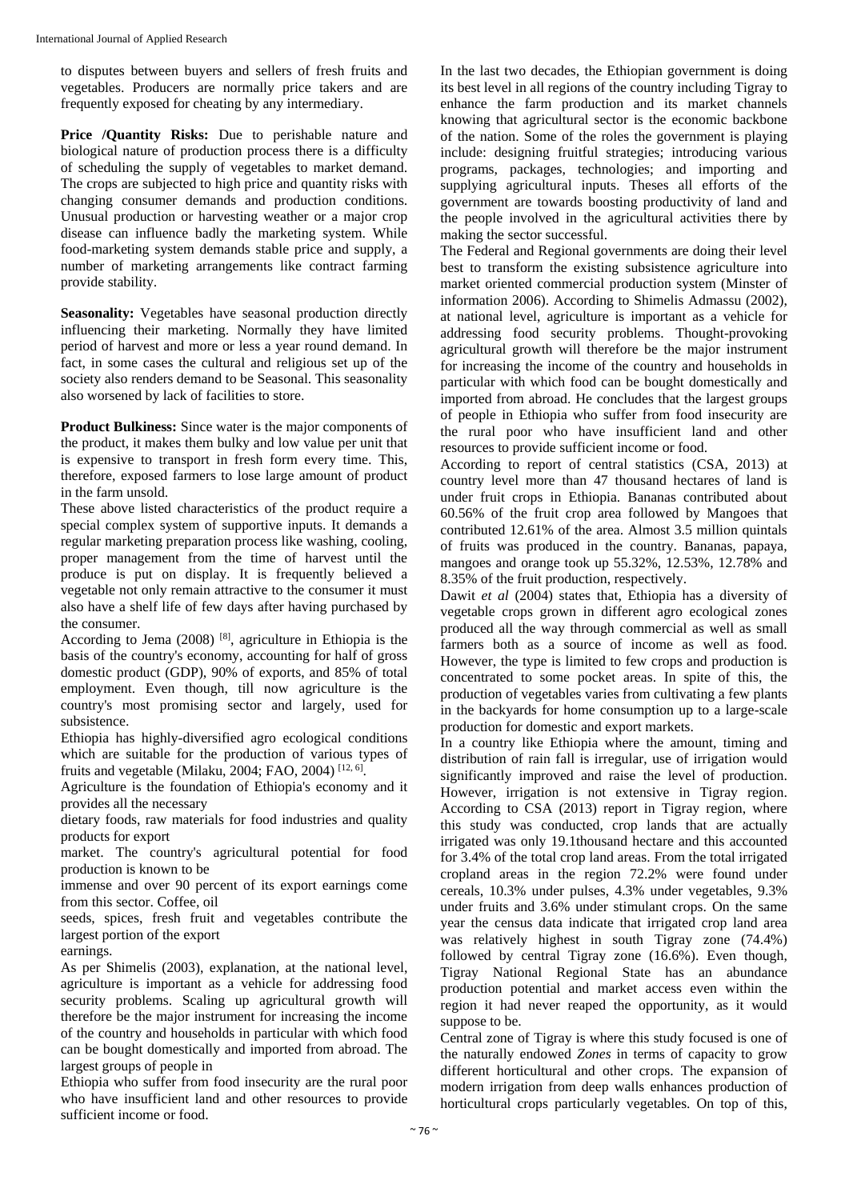to disputes between buyers and sellers of fresh fruits and vegetables. Producers are normally price takers and are frequently exposed for cheating by any intermediary.

**Price /Quantity Risks:** Due to perishable nature and biological nature of production process there is a difficulty of scheduling the supply of vegetables to market demand. The crops are subjected to high price and quantity risks with changing consumer demands and production conditions. Unusual production or harvesting weather or a major crop disease can influence badly the marketing system. While food-marketing system demands stable price and supply, a number of marketing arrangements like contract farming provide stability.

**Seasonality:** Vegetables have seasonal production directly influencing their marketing. Normally they have limited period of harvest and more or less a year round demand. In fact, in some cases the cultural and religious set up of the society also renders demand to be Seasonal. This seasonality also worsened by lack of facilities to store.

**Product Bulkiness:** Since water is the major components of the product, it makes them bulky and low value per unit that is expensive to transport in fresh form every time. This, therefore, exposed farmers to lose large amount of product in the farm unsold.

These above listed characteristics of the product require a special complex system of supportive inputs. It demands a regular marketing preparation process like washing, cooling, proper management from the time of harvest until the produce is put on display. It is frequently believed a vegetable not only remain attractive to the consumer it must also have a shelf life of few days after having purchased by the consumer.

According to Jema (2008) [8], agriculture in Ethiopia is the basis of the country's economy, accounting for half of gross domestic product (GDP), 90% of exports, and 85% of total employment. Even though, till now agriculture is the country's most promising sector and largely, used for subsistence.

Ethiopia has highly-diversified agro ecological conditions which are suitable for the production of various types of fruits and vegetable (Milaku, 2004; FAO, 2004) [12, 6].

Agriculture is the foundation of Ethiopia's economy and it provides all the necessary dietary foods, raw materials for food industries and quality products for export market. The country's agricultural potential for food production is known to be immense and over 90 percent of its export earnings come from this sector. Coffee, oil seeds, spices, fresh fruit and vegetables contribute the largest portion of the export earnings.

As per Shimelis (2003), explanation, at the national level, agriculture is important as a vehicle for addressing food security problems. Scaling up agricultural growth will therefore be the major instrument for increasing the income of the country and households in particular with which food can be bought domestically and imported from abroad. The largest groups of people in Ethiopia who suffer from food insecurity are the rural poor who have insufficient land and other resources to provide sufficient income or food.

In the last two decades, the Ethiopian government is doing its best level in all regions of the country including Tigray to enhance the farm production and its market channels knowing that agricultural sector is the economic backbone of the nation. Some of the roles the government is playing include: designing fruitful strategies; introducing various programs, packages, technologies; and importing and supplying agricultural inputs. Theses all efforts of the government are towards boosting productivity of land and the people involved in the agricultural activities there by making the sector successful.

The Federal and Regional governments are doing their level best to transform the existing subsistence agriculture into market oriented commercial production system (Minster of information 2006). According to Shimelis Admassu (2002), at national level, agriculture is important as a vehicle for addressing food security problems. Thought-provoking agricultural growth will therefore be the major instrument for increasing the income of the country and households in particular with which food can be bought domestically and imported from abroad. He concludes that the largest groups of people in Ethiopia who suffer from food insecurity are the rural poor who have insufficient land and other resources to provide sufficient income or food.

According to report of central statistics (CSA, 2013) at country level more than 47 thousand hectares of land is under fruit crops in Ethiopia. Bananas contributed about 60.56% of the fruit crop area followed by Mangoes that contributed 12.61% of the area. Almost 3.5 million quintals of fruits was produced in the country. Bananas, papaya, mangoes and orange took up 55.32%, 12.53%, 12.78% and 8.35% of the fruit production, respectively.

Dawit *et al* (2004) states that, Ethiopia has a diversity of vegetable crops grown in different agro ecological zones produced all the way through commercial as well as small farmers both as a source of income as well as food. However, the type is limited to few crops and production is concentrated to some pocket areas. In spite of this, the production of vegetables varies from cultivating a few plants in the backyards for home consumption up to a large-scale production for domestic and export markets.

In a country like Ethiopia where the amount, timing and distribution of rain fall is irregular, use of irrigation would significantly improved and raise the level of production. However, irrigation is not extensive in Tigray region. According to CSA (2013) report in Tigray region, where this study was conducted, crop lands that are actually irrigated was only 19.1thousand hectare and this accounted for 3.4% of the total crop land areas. From the total irrigated cropland areas in the region 72.2% were found under cereals, 10.3% under pulses, 4.3% under vegetables, 9.3% under fruits and 3.6% under stimulant crops. On the same year the census data indicate that irrigated crop land area was relatively highest in south Tigray zone (74.4%) followed by central Tigray zone (16.6%). Even though, Tigray National Regional State has an abundance production potential and market access even within the region it had never reaped the opportunity, as it would suppose to be.

Central zone of Tigray is where this study focused is one of the naturally endowed *Zones* in terms of capacity to grow different horticultural and other crops. The expansion of modern irrigation from deep walls enhances production of horticultural crops particularly vegetables. On top of this,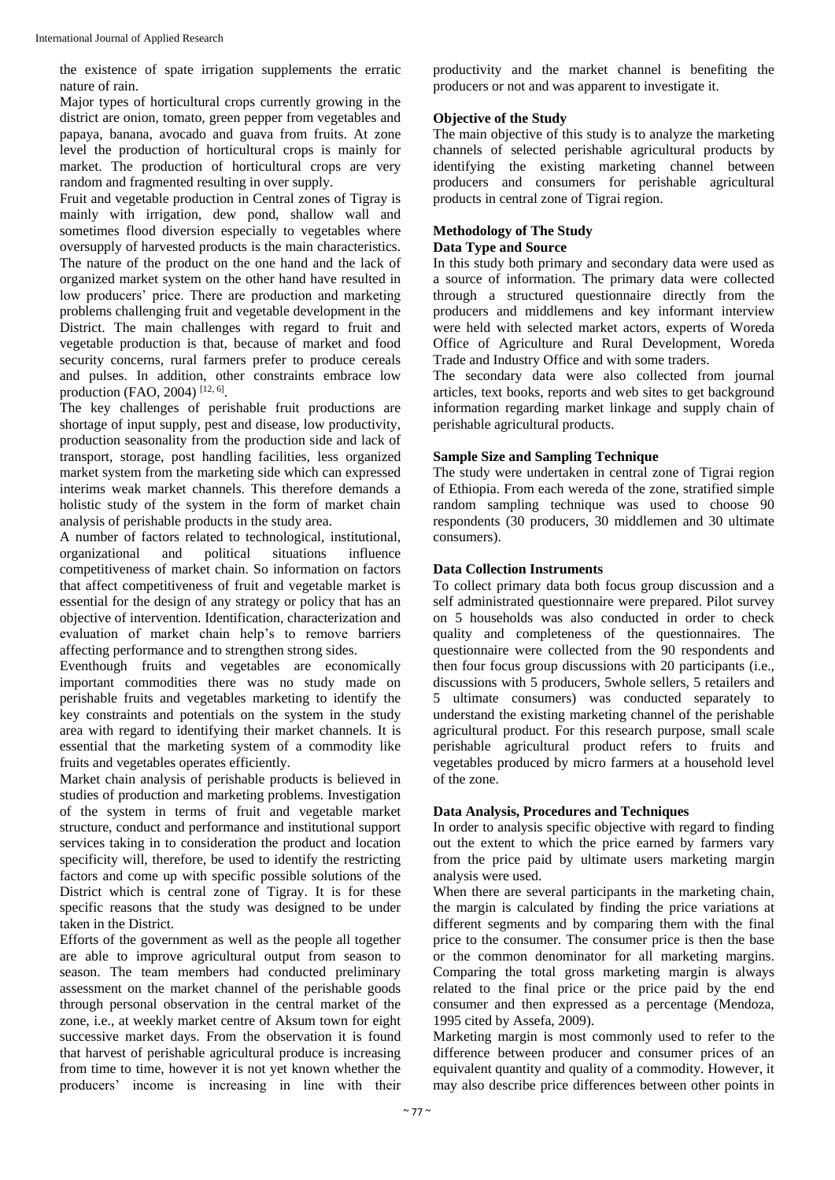the existence of spate irrigation supplements the erratic nature of rain.

Major types of horticultural crops currently growing in the district are onion, tomato, green pepper from vegetables and papaya, banana, avocado and guava from fruits. At zone level the production of horticultural crops is mainly for market. The production of horticultural crops are very random and fragmented resulting in over supply.

Fruit and vegetable production in Central zones of Tigray is mainly with irrigation, dew pond, shallow wall and sometimes flood diversion especially to vegetables where oversupply of harvested products is the main characteristics. The nature of the product on the one hand and the lack of organized market system on the other hand have resulted in low producers' price. There are production and marketing problems challenging fruit and vegetable development in the District. The main challenges with regard to fruit and vegetable production is that, because of market and food security concerns, rural farmers prefer to produce cereals and pulses. In addition, other constraints embrace low production (FAO, 2004) [12, 6].

The key challenges of perishable fruit productions are shortage of input supply, pest and disease, low productivity, production seasonality from the production side and lack of transport, storage, post handling facilities, less organized market system from the marketing side which can expressed interims weak market channels. This therefore demands a holistic study of the system in the form of market chain analysis of perishable products in the study area.

A number of factors related to technological, institutional, organizational and political situations influence competitiveness of market chain. So information on factors that affect competitiveness of fruit and vegetable market is essential for the design of any strategy or policy that has an objective of intervention. Identification, characterization and evaluation of market chain help's to remove barriers affecting performance and to strengthen strong sides.

Eventhough fruits and vegetables are economically important commodities there was no study made on perishable fruits and vegetables marketing to identify the key constraints and potentials on the system in the study area with regard to identifying their market channels. It is essential that the marketing system of a commodity like fruits and vegetables operates efficiently.

Market chain analysis of perishable products is believed in studies of production and marketing problems. Investigation of the system in terms of fruit and vegetable market structure, conduct and performance and institutional support services taking in to consideration the product and location specificity will, therefore, be used to identify the restricting factors and come up with specific possible solutions of the District which is central zone of Tigray. It is for these specific reasons that the study was designed to be under taken in the District.

Efforts of the government as well as the people all together are able to improve agricultural output from season to season. The team members had conducted preliminary assessment on the market channel of the perishable goods through personal observation in the central market of the zone, i.e., at weekly market centre of Aksum town for eight successive market days. From the observation it is found that harvest of perishable agricultural produce is increasing from time to time, however it is not yet known whether the producers' income is increasing in line with their productivity and the market channel is benefiting the producers or not and was apparent to investigate it.

**Objective of the Study**

The main objective of this study is to analyze the marketing channels of selected perishable agricultural products by identifying the existing marketing channel between producers and consumers for perishable agricultural products in central zone of Tigrai region.

## Methodology of The Study

**Data Type and Source**

In this study both primary and secondary data were used as a source of information. The primary data were collected through a structured questionnaire directly from the producers and middlemens and key informant interview were held with selected market actors, experts of Woreda Office of Agriculture and Rural Development, Woreda Trade and Industry Office and with some traders.

The secondary data were also collected from journal articles, text books, reports and web sites to get background information regarding market linkage and supply chain of perishable agricultural products.

**Sample Size and Sampling Technique**

The study were undertaken in central zone of Tigrai region of Ethiopia. From each wereda of the zone, stratified simple random sampling technique was used to choose 90 respondents (30 producers, 30 middlemen and 30 ultimate consumers).

**Data Collection Instruments**

To collect primary data both focus group discussion and a self administrated questionnaire were prepared. Pilot survey on 5 households was also conducted in order to check quality and completeness of the questionnaires. The questionnaire were collected from the 90 respondents and then four focus group discussions with 20 participants (i.e., discussions with 5 producers, 5whole sellers, 5 retailers and 5 ultimate consumers) was conducted separately to understand the existing marketing channel of the perishable agricultural product. For this research purpose, small scale perishable agricultural product refers to fruits and vegetables produced by micro farmers at a household level of the zone.

**Data Analysis, Procedures and Techniques**

In order to analysis specific objective with regard to finding out the extent to which the price earned by farmers vary from the price paid by ultimate users marketing margin analysis were used.

When there are several participants in the marketing chain, the margin is calculated by finding the price variations at different segments and by comparing them with the final price to the consumer. The consumer price is then the base or the common denominator for all marketing margins. Comparing the total gross marketing margin is always related to the final price or the price paid by the end consumer and then expressed as a percentage (Mendoza, 1995 cited by Assefa, 2009).

Marketing margin is most commonly used to refer to the difference between producer and consumer prices of an equivalent quantity and quality of a commodity. However, it may also describe price differences between other points in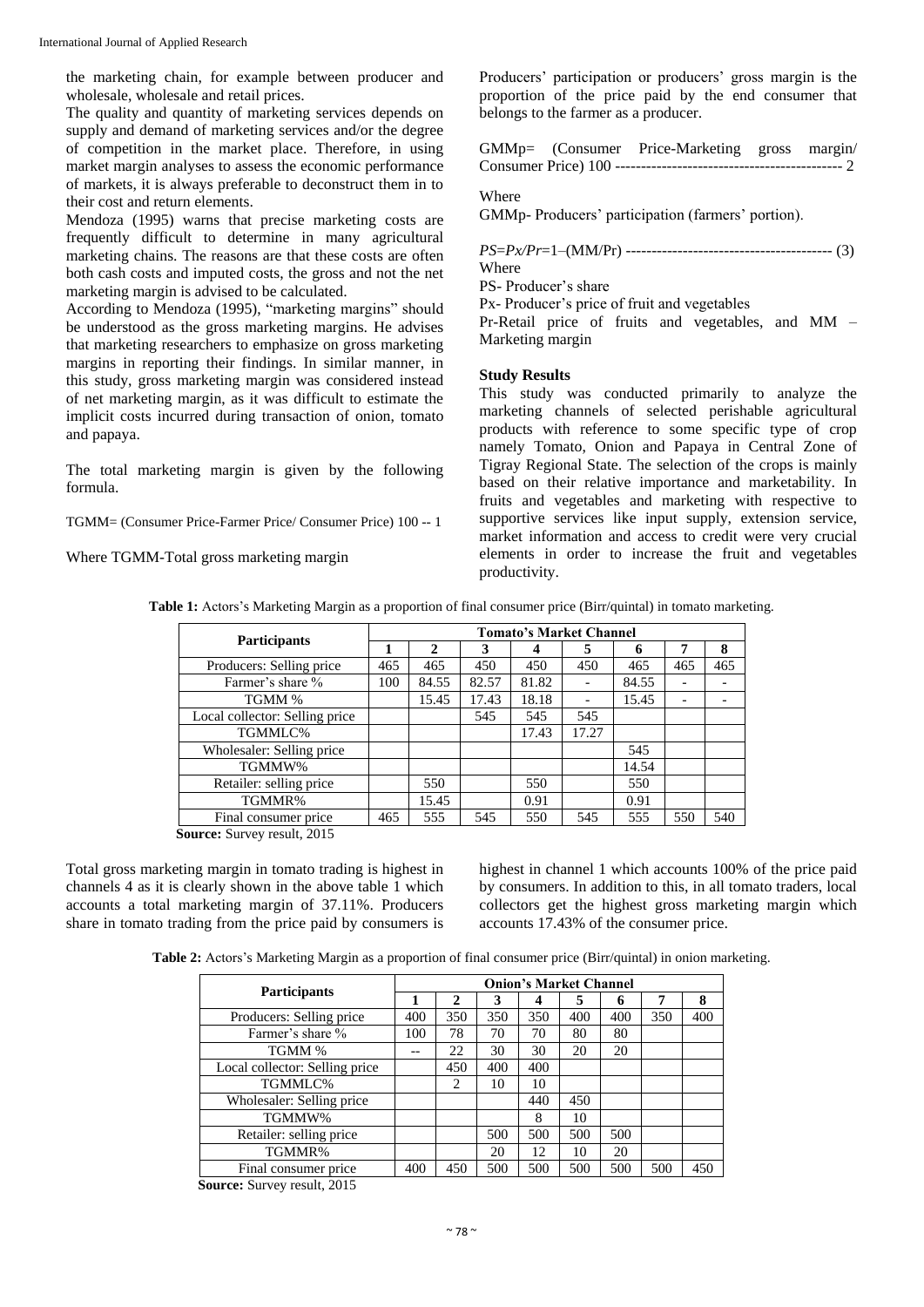the marketing chain, for example between producer and wholesale, wholesale and retail prices.

The quality and quantity of marketing services depends on supply and demand of marketing services and/or the degree of competition in the market place. Therefore, in using market margin analyses to assess the economic performance of markets, it is always preferable to deconstruct them in to their cost and return elements.

Mendoza (1995) warns that precise marketing costs are frequently difficult to determine in many agricultural marketing chains. The reasons are that these costs are often both cash costs and imputed costs, the gross and not the net marketing margin is advised to be calculated.

According to Mendoza (1995), "marketing margins" should be understood as the gross marketing margins. He advises that marketing researchers to emphasize on gross marketing margins in reporting their findings. In similar manner, in this study, gross marketing margin was considered instead of net marketing margin, as it was difficult to estimate the implicit costs incurred during transaction of onion, tomato and papaya.

The total marketing margin is given by the following formula.

TGMM= (Consumer Price-Farmer Price/ Consumer Price) 100 -- 1

Where TGMM-Total gross marketing margin

Producers' participation or producers' gross margin is the proportion of the price paid by the end consumer that belongs to the farmer as a producer.

GMMp= (Consumer Price-Marketing gross margin/ Consumer Price) 100 -------------------------------------------- 2

Where

GMMp- Producers' participation (farmers' portion).

$PS=Px/Pr=1-(MM/Pr)$ ---------------------------------------- (3)

Where

PS- Producer's share

Px- Producer's price of fruit and vegetables

Pr-Retail price of fruits and vegetables, and MM – Marketing margin

**Study Results**

This study was conducted primarily to analyze the marketing channels of selected perishable agricultural products with reference to some specific type of crop namely Tomato, Onion and Papaya in Central Zone of Tigray Regional State. The selection of the crops is mainly based on their relative importance and marketability. In fruits and vegetables and marketing with respective to supportive services like input supply, extension service, market information and access to credit were very crucial elements in order to increase the fruit and vegetables productivity.

**Table 1:** Actors's Marketing Margin as a proportion of final consumer price (Birr/quintal) in tomato marketing.

| Participants | Tomato's Market Channel | | | | | | | |
|---|---|---|---|---|---|---|---|---|
| | 1 | 2 | 3 | 4 | 5 | 6 | 7 | 8 |
| Producers: Selling price | 465 | 465 | 450 | 450 | 450 | 465 | 465 | 465 |
| Farmer's share % | 100 | 84.55 | 82.57 | 81.82 | - | 84.55 | - | - |
| TGMM % | | 15.45 | 17.43 | 18.18 | - | 15.45 | - | - |
| Local collector: Selling price | | | 545 | 545 | 545 | | | |
| TGMMLC% | | | | 17.43 | 17.27 | | | |
| Wholesaler: Selling price | | | | | | 545 | | |
| TGMMW% | | | | | | 14.54 | | |
| Retailer: selling price | | 550 | | 550 | | 550 | | |
| TGMMR% | | 15.45 | | 0.91 | | 0.91 | | |
| Final consumer price | 465 | 555 | 545 | 550 | 545 | 555 | 550 | 540 |

**Source:** Survey result, 2015

Total gross marketing margin in tomato trading is highest in channels 4 as it is clearly shown in the above table 1 which accounts a total marketing margin of 37.11%. Producers share in tomato trading from the price paid by consumers is highest in channel 1 which accounts 100% of the price paid by consumers. In addition to this, in all tomato traders, local collectors get the highest gross marketing margin which accounts 17.43% of the consumer price.

**Table 2:** Actors's Marketing Margin as a proportion of final consumer price (Birr/quintal) in onion marketing.

| Participants | Onion's Market Channel | | | | | | | |
|---|---|---|---|---|---|---|---|---|
| | 1 | 2 | 3 | 4 | 5 | 6 | 7 | 8 |
| Producers: Selling price | 400 | 350 | 350 | 350 | 400 | 400 | 350 | 400 |
| Farmer's share % | 100 | 78 | 70 | 70 | 80 | 80 | | |
| TGMM % | -- | 22 | 30 | 30 | 20 | 20 | | |
| Local collector: Selling price | | 450 | 400 | 400 | | | | |
| TGMMLC% | | 2 | 10 | 10 | | | | |
| Wholesaler: Selling price | | | | 440 | 450 | | | |
| TGMMW% | | | | 8 | 10 | | | |
| Retailer: selling price | | | 500 | 500 | 500 | 500 | | |
| TGMMR% | | | 20 | 12 | 10 | 20 | | |
| Final consumer price | 400 | 450 | 500 | 500 | 500 | 500 | 500 | 450 |

**Source:** Survey result, 2015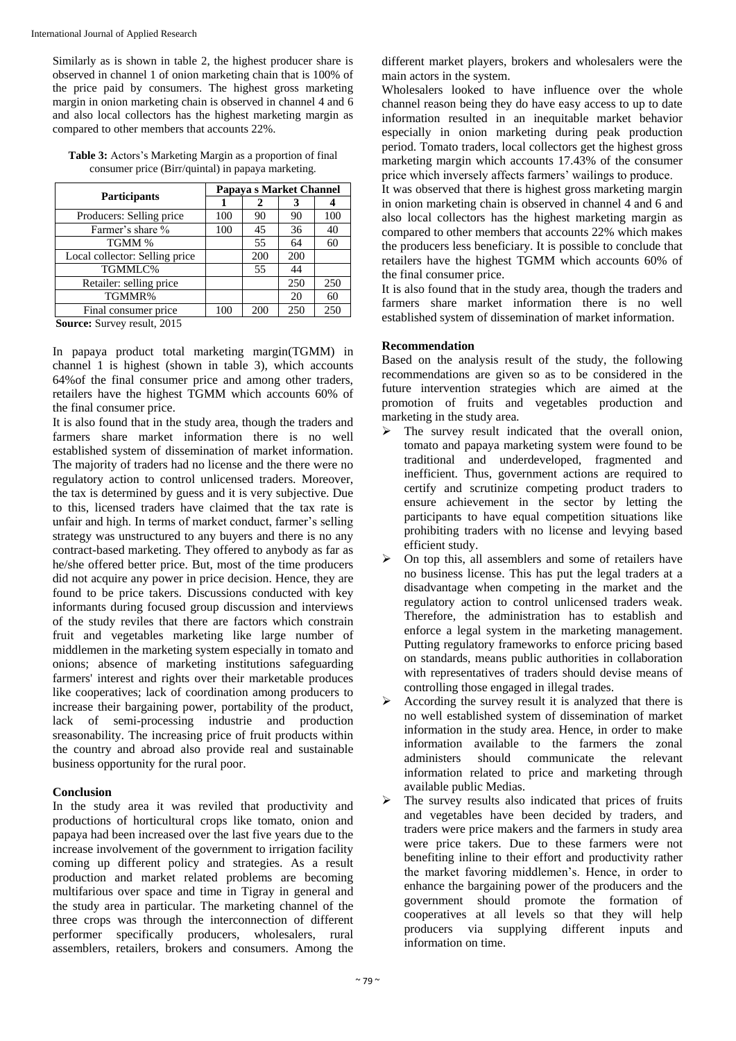Similarly as is shown in table 2, the highest producer share is observed in channel 1 of onion marketing chain that is 100% of the price paid by consumers. The highest gross marketing margin in onion marketing chain is observed in channel 4 and 6 and also local collectors has the highest marketing margin as compared to other members that accounts 22%.

**Table 3:** Actors's Marketing Margin as a proportion of final consumer price (Birr/quintal) in papaya marketing.

| Participants | Papaya s Market Channel | | | |
|---|---|---|---|---|
| | 1 | 2 | 3 | 4 |
| Producers: Selling price | 100 | 90 | 90 | 100 |
| Farmer's share % | 100 | 45 | 36 | 40 |
| TGMM % | | 55 | 64 | 60 |
| Local collector: Selling price | | 200 | 200 | |
| TGMMLC% | | 55 | 44 | |
| Retailer: selling price | | | 250 | 250 |
| TGMMR% | | | 20 | 60 |
| Final consumer price | 100 | 200 | 250 | 250 |

**Source:** Survey result, 2015

In papaya product total marketing margin(TGMM) in channel 1 is highest (shown in table 3), which accounts 64%of the final consumer price and among other traders, retailers have the highest TGMM which accounts 60% of the final consumer price.

It is also found that in the study area, though the traders and farmers share market information there is no well established system of dissemination of market information. The majority of traders had no license and the there were no regulatory action to control unlicensed traders. Moreover, the tax is determined by guess and it is very subjective. Due to this, licensed traders have claimed that the tax rate is unfair and high. In terms of market conduct, farmer's selling strategy was unstructured to any buyers and there is no any contract-based marketing. They offered to anybody as far as he/she offered better price. But, most of the time producers did not acquire any power in price decision. Hence, they are found to be price takers. Discussions conducted with key informants during focused group discussion and interviews of the study reviles that there are factors which constrain fruit and vegetables marketing like large number of middlemen in the marketing system especially in tomato and onions; absence of marketing institutions safeguarding farmers' interest and rights over their marketable produces like cooperatives; lack of coordination among producers to increase their bargaining power, portability of the product, lack of semi-processing industrie and production sreasonability. The increasing price of fruit products within the country and abroad also provide real and sustainable business opportunity for the rural poor.

## Conclusion

In the study area it was reviled that productivity and productions of horticultural crops like tomato, onion and papaya had been increased over the last five years due to the increase involvement of the government to irrigation facility coming up different policy and strategies. As a result production and market related problems are becoming multifarious over space and time in Tigray in general and the study area in particular. The marketing channel of the three crops was through the interconnection of different performer specifically producers, wholesalers, rural assemblers, retailers, brokers and consumers. Among the different market players, brokers and wholesalers were the main actors in the system.

Wholesalers looked to have influence over the whole channel reason being they do have easy access to up to date information resulted in an inequitable market behavior especially in onion marketing during peak production period. Tomato traders, local collectors get the highest gross marketing margin which accounts 17.43% of the consumer price which inversely affects farmers' wailings to produce.

It was observed that there is highest gross marketing margin in onion marketing chain is observed in channel 4 and 6 and also local collectors has the highest marketing margin as compared to other members that accounts 22% which makes the producers less beneficiary. It is possible to conclude that retailers have the highest TGMM which accounts 60% of the final consumer price.

It is also found that in the study area, though the traders and farmers share market information there is no well established system of dissemination of market information.

## Recommendation

Based on the analysis result of the study, the following recommendations are given so as to be considered in the future intervention strategies which are aimed at the promotion of fruits and vegetables production and marketing in the study area.

- The survey result indicated that the overall onion, tomato and papaya marketing system were found to be traditional and underdeveloped, fragmented and inefficient. Thus, government actions are required to certify and scrutinize competing product traders to ensure achievement in the sector by letting the participants to have equal competition situations like prohibiting traders with no license and levying based efficient study.
- On top this, all assemblers and some of retailers have no business license. This has put the legal traders at a disadvantage when competing in the market and the regulatory action to control unlicensed traders weak. Therefore, the administration has to establish and enforce a legal system in the marketing management. Putting regulatory frameworks to enforce pricing based on standards, means public authorities in collaboration with representatives of traders should devise means of controlling those engaged in illegal trades.
- According the survey result it is analyzed that there is no well established system of dissemination of market information in the study area. Hence, in order to make information available to the farmers the zonal administers should communicate the relevant information related to price and marketing through available public Medias.
- The survey results also indicated that prices of fruits and vegetables have been decided by traders, and traders were price makers and the farmers in study area were price takers. Due to these farmers were not benefiting inline to their effort and productivity rather the market favoring middlemen's. Hence, in order to enhance the bargaining power of the producers and the government should promote the formation of cooperatives at all levels so that they will help producers via supplying different inputs and information on time.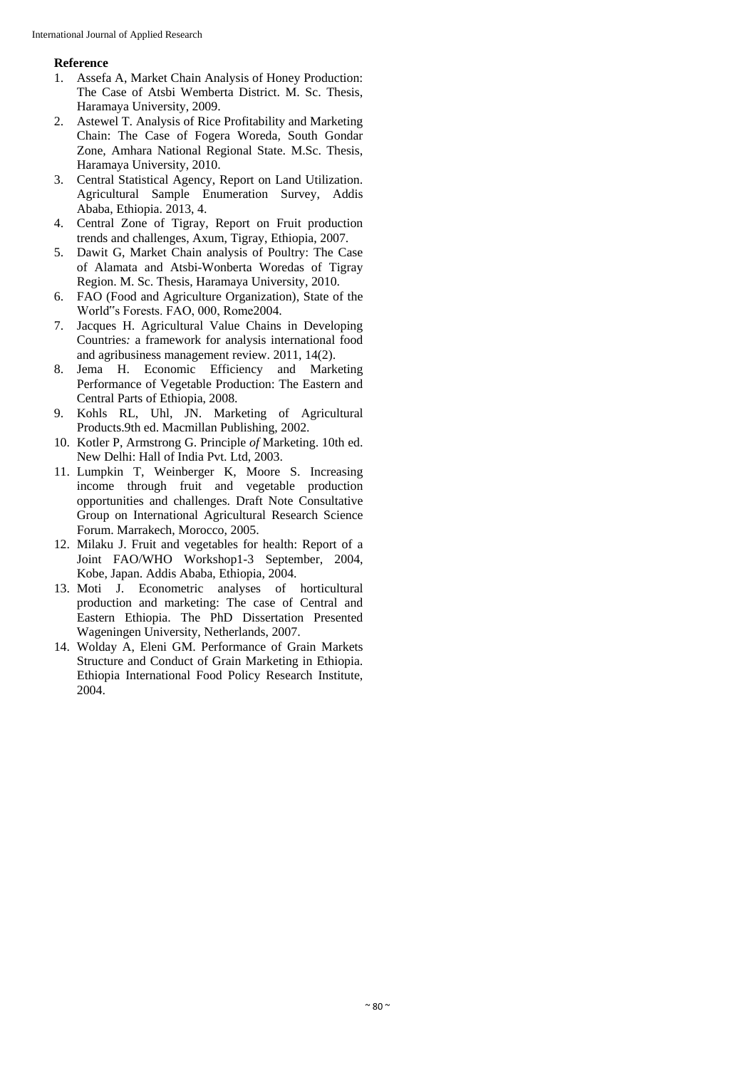**Reference**

1. Assefa A, Market Chain Analysis of Honey Production: The Case of Atsbi Wemberta District. M. Sc. Thesis, Haramaya University, 2009.
2. Astewel T. Analysis of Rice Profitability and Marketing Chain: The Case of Fogera Woreda, South Gondar Zone, Amhara National Regional State. M.Sc. Thesis, Haramaya University, 2010.
3. Central Statistical Agency, Report on Land Utilization. Agricultural Sample Enumeration Survey, Addis Ababa, Ethiopia. 2013, 4.
4. Central Zone of Tigray, Report on Fruit production trends and challenges, Axum, Tigray, Ethiopia, 2007.
5. Dawit G, Market Chain analysis of Poultry: The Case of Alamata and Atsbi-Wonberta Woredas of Tigray Region. M. Sc. Thesis, Haramaya University, 2010.
6. FAO (Food and Agriculture Organization), State of the World"s Forests. FAO, 000, Rome2004.
7. Jacques H. Agricultural Value Chains in Developing Countries*:* a framework for analysis international food and agribusiness management review. 2011, 14(2).
8. Jema H. Economic Efficiency and Marketing Performance of Vegetable Production: The Eastern and Central Parts of Ethiopia, 2008.
9. Kohls RL, Uhl, JN. Marketing of Agricultural Products.9th ed. Macmillan Publishing, 2002.
10. Kotler P, Armstrong G. Principle *of* Marketing. 10th ed. New Delhi: Hall of India Pvt. Ltd, 2003.
11. Lumpkin T, Weinberger K, Moore S. Increasing income through fruit and vegetable production opportunities and challenges. Draft Note Consultative Group on International Agricultural Research Science Forum. Marrakech, Morocco, 2005.
12. Milaku J. Fruit and vegetables for health: Report of a Joint FAO/WHO Workshop1-3 September, 2004, Kobe, Japan. Addis Ababa, Ethiopia, 2004.
13. Moti J. Econometric analyses of horticultural production and marketing: The case of Central and Eastern Ethiopia. The PhD Dissertation Presented Wageningen University, Netherlands, 2007.
14. Wolday A, Eleni GM. Performance of Grain Markets Structure and Conduct of Grain Marketing in Ethiopia. Ethiopia International Food Policy Research Institute, 2004.